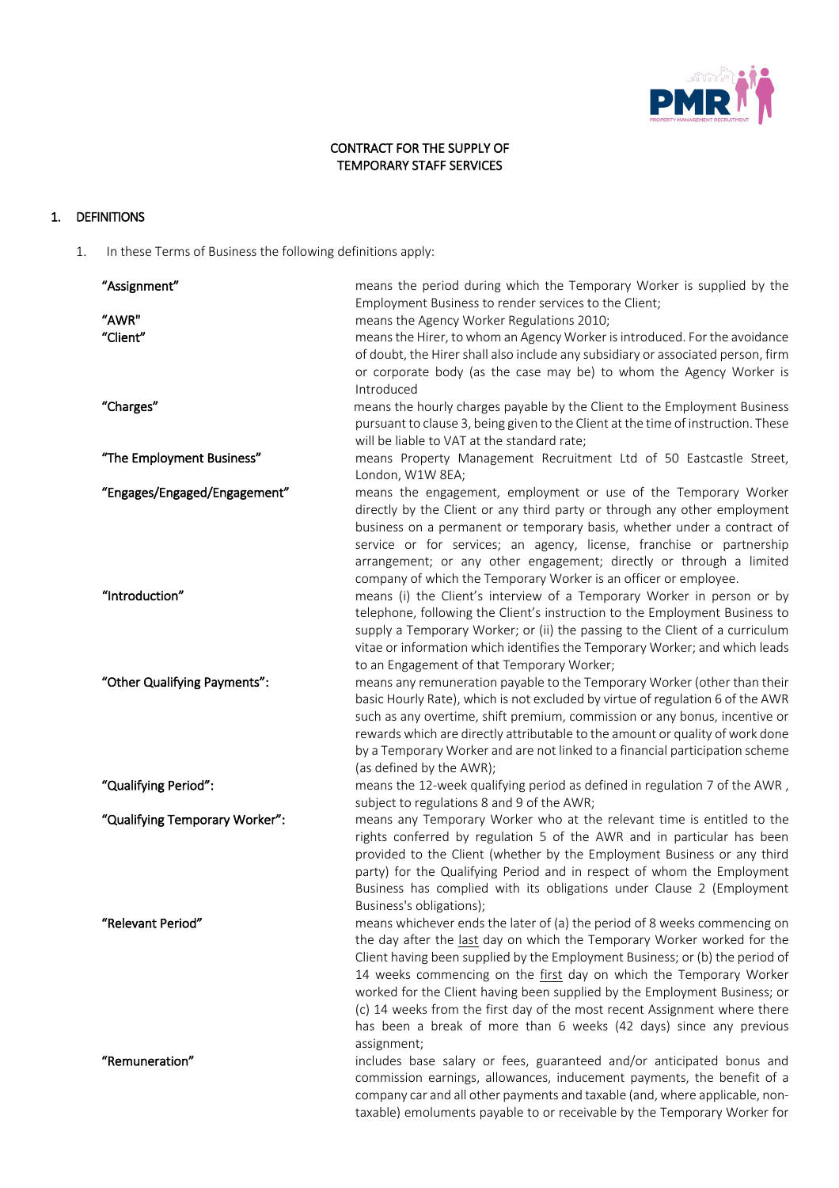CONTRACT FOR THE SUPPLY OF
TEMPORARY STAFF SERVICES

## 1. DEFINITIONS

1. In these Terms of Business the following definitions apply:

| | |
|---|---|
| **"Assignment"** | means the period during which the Temporary Worker is supplied by the Employment Business to render services to the Client; |
| **"AWR"** | means the Agency Worker Regulations 2010; |
| **"Client"** | means the Hirer, to whom an Agency Worker is introduced. For the avoidance of doubt, the Hirer shall also include any subsidiary or associated person, firm or corporate body (as the case may be) to whom the Agency Worker is Introduced |
| **"Charges"** | means the hourly charges payable by the Client to the Employment Business pursuant to clause 3, being given to the Client at the time of instruction. These will be liable to VAT at the standard rate; |
| **"The Employment Business"** | means Property Management Recruitment Ltd of 50 Eastcastle Street, London, W1W 8EA; |
| **"Engages/Engaged/Engagement"** | means the engagement, employment or use of the Temporary Worker directly by the Client or any third party or through any other employment business on a permanent or temporary basis, whether under a contract of service or for services; an agency, license, franchise or partnership arrangement; or any other engagement; directly or through a limited company of which the Temporary Worker is an officer or employee. |
| **"Introduction"** | means (i) the Client's interview of a Temporary Worker in person or by telephone, following the Client's instruction to the Employment Business to supply a Temporary Worker; or (ii) the passing to the Client of a curriculum vitae or information which identifies the Temporary Worker; and which leads to an Engagement of that Temporary Worker; |
| **"Other Qualifying Payments":** | means any remuneration payable to the Temporary Worker (other than their basic Hourly Rate), which is not excluded by virtue of regulation 6 of the AWR such as any overtime, shift premium, commission or any bonus, incentive or rewards which are directly attributable to the amount or quality of work done by a Temporary Worker and are not linked to a financial participation scheme (as defined by the AWR); |
| **"Qualifying Period":** | means the 12-week qualifying period as defined in regulation 7 of the AWR , subject to regulations 8 and 9 of the AWR; |
| **"Qualifying Temporary Worker":** | means any Temporary Worker who at the relevant time is entitled to the rights conferred by regulation 5 of the AWR and in particular has been provided to the Client (whether by the Employment Business or any third party) for the Qualifying Period and in respect of whom the Employment Business has complied with its obligations under Clause 2 (Employment Business's obligations); |
| **"Relevant Period"** | means whichever ends the later of (a) the period of 8 weeks commencing on the day after the last day on which the Temporary Worker worked for the Client having been supplied by the Employment Business; or (b) the period of 14 weeks commencing on the first day on which the Temporary Worker worked for the Client having been supplied by the Employment Business; or (c) 14 weeks from the first day of the most recent Assignment where there has been a break of more than 6 weeks (42 days) since any previous assignment; |
| **"Remuneration"** | includes base salary or fees, guaranteed and/or anticipated bonus and commission earnings, allowances, inducement payments, the benefit of a company car and all other payments and taxable (and, where applicable, non-taxable) emoluments payable to or receivable by the Temporary Worker for |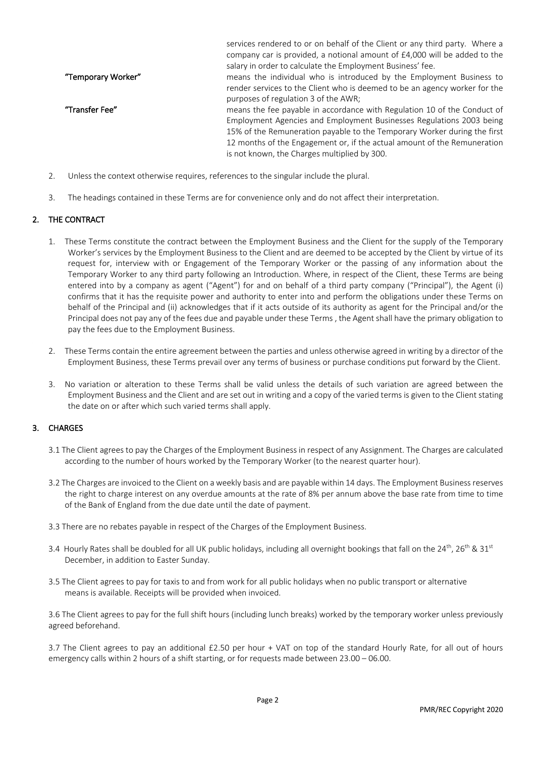services rendered to or on behalf of the Client or any third party. Where a company car is provided, a notional amount of £4,000 will be added to the salary in order to calculate the Employment Business' fee.

**"Temporary Worker"** means the individual who is introduced by the Employment Business to render services to the Client who is deemed to be an agency worker for the purposes of regulation 3 of the AWR;

**"Transfer Fee"** means the fee payable in accordance with Regulation 10 of the Conduct of Employment Agencies and Employment Businesses Regulations 2003 being 15% of the Remuneration payable to the Temporary Worker during the first 12 months of the Engagement or, if the actual amount of the Remuneration is not known, the Charges multiplied by 300.

2. Unless the context otherwise requires, references to the singular include the plural.

3. The headings contained in these Terms are for convenience only and do not affect their interpretation.

## 2. THE CONTRACT

1. These Terms constitute the contract between the Employment Business and the Client for the supply of the Temporary Worker's services by the Employment Business to the Client and are deemed to be accepted by the Client by virtue of its request for, interview with or Engagement of the Temporary Worker or the passing of any information about the Temporary Worker to any third party following an Introduction. Where, in respect of the Client, these Terms are being entered into by a company as agent ("Agent") for and on behalf of a third party company ("Principal"), the Agent (i) confirms that it has the requisite power and authority to enter into and perform the obligations under these Terms on behalf of the Principal and (ii) acknowledges that if it acts outside of its authority as agent for the Principal and/or the Principal does not pay any of the fees due and payable under these Terms , the Agent shall have the primary obligation to pay the fees due to the Employment Business.

2. These Terms contain the entire agreement between the parties and unless otherwise agreed in writing by a director of the Employment Business, these Terms prevail over any terms of business or purchase conditions put forward by the Client.

3. No variation or alteration to these Terms shall be valid unless the details of such variation are agreed between the Employment Business and the Client and are set out in writing and a copy of the varied terms is given to the Client stating the date on or after which such varied terms shall apply.

## 3. CHARGES

3.1 The Client agrees to pay the Charges of the Employment Business in respect of any Assignment. The Charges are calculated according to the number of hours worked by the Temporary Worker (to the nearest quarter hour).

3.2 The Charges are invoiced to the Client on a weekly basis and are payable within 14 days. The Employment Business reserves the right to charge interest on any overdue amounts at the rate of 8% per annum above the base rate from time to time of the Bank of England from the due date until the date of payment.

3.3 There are no rebates payable in respect of the Charges of the Employment Business.

3.4 Hourly Rates shall be doubled for all UK public holidays, including all overnight bookings that fall on the 24th, 26th & 31st December, in addition to Easter Sunday.

3.5 The Client agrees to pay for taxis to and from work for all public holidays when no public transport or alternative means is available. Receipts will be provided when invoiced.

3.6 The Client agrees to pay for the full shift hours (including lunch breaks) worked by the temporary worker unless previously agreed beforehand.

3.7 The Client agrees to pay an additional £2.50 per hour + VAT on top of the standard Hourly Rate, for all out of hours emergency calls within 2 hours of a shift starting, or for requests made between 23.00 – 06.00.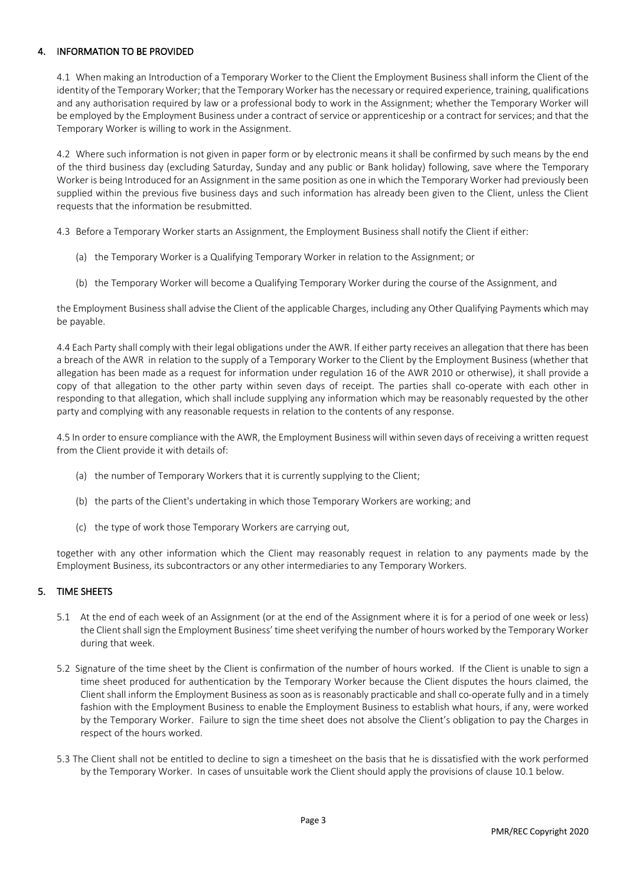## 4. INFORMATION TO BE PROVIDED

4.1 When making an Introduction of a Temporary Worker to the Client the Employment Business shall inform the Client of the identity of the Temporary Worker; that the Temporary Worker has the necessary or required experience, training, qualifications and any authorisation required by law or a professional body to work in the Assignment; whether the Temporary Worker will be employed by the Employment Business under a contract of service or apprenticeship or a contract for services; and that the Temporary Worker is willing to work in the Assignment.

4.2 Where such information is not given in paper form or by electronic means it shall be confirmed by such means by the end of the third business day (excluding Saturday, Sunday and any public or Bank holiday) following, save where the Temporary Worker is being Introduced for an Assignment in the same position as one in which the Temporary Worker had previously been supplied within the previous five business days and such information has already been given to the Client, unless the Client requests that the information be resubmitted.

4.3 Before a Temporary Worker starts an Assignment, the Employment Business shall notify the Client if either:

(a) the Temporary Worker is a Qualifying Temporary Worker in relation to the Assignment; or

(b) the Temporary Worker will become a Qualifying Temporary Worker during the course of the Assignment, and

the Employment Business shall advise the Client of the applicable Charges, including any Other Qualifying Payments which may be payable.

4.4 Each Party shall comply with their legal obligations under the AWR. If either party receives an allegation that there has been a breach of the AWR in relation to the supply of a Temporary Worker to the Client by the Employment Business (whether that allegation has been made as a request for information under regulation 16 of the AWR 2010 or otherwise), it shall provide a copy of that allegation to the other party within seven days of receipt. The parties shall co-operate with each other in responding to that allegation, which shall include supplying any information which may be reasonably requested by the other party and complying with any reasonable requests in relation to the contents of any response.

4.5 In order to ensure compliance with the AWR, the Employment Business will within seven days of receiving a written request from the Client provide it with details of:

(a) the number of Temporary Workers that it is currently supplying to the Client;

(b) the parts of the Client's undertaking in which those Temporary Workers are working; and

(c) the type of work those Temporary Workers are carrying out,

together with any other information which the Client may reasonably request in relation to any payments made by the Employment Business, its subcontractors or any other intermediaries to any Temporary Workers.

## 5. TIME SHEETS

5.1 At the end of each week of an Assignment (or at the end of the Assignment where it is for a period of one week or less) the Client shall sign the Employment Business' time sheet verifying the number of hours worked by the Temporary Worker during that week.

5.2 Signature of the time sheet by the Client is confirmation of the number of hours worked. If the Client is unable to sign a time sheet produced for authentication by the Temporary Worker because the Client disputes the hours claimed, the Client shall inform the Employment Business as soon as is reasonably practicable and shall co-operate fully and in a timely fashion with the Employment Business to enable the Employment Business to establish what hours, if any, were worked by the Temporary Worker. Failure to sign the time sheet does not absolve the Client's obligation to pay the Charges in respect of the hours worked.

5.3 The Client shall not be entitled to decline to sign a timesheet on the basis that he is dissatisfied with the work performed by the Temporary Worker. In cases of unsuitable work the Client should apply the provisions of clause 10.1 below.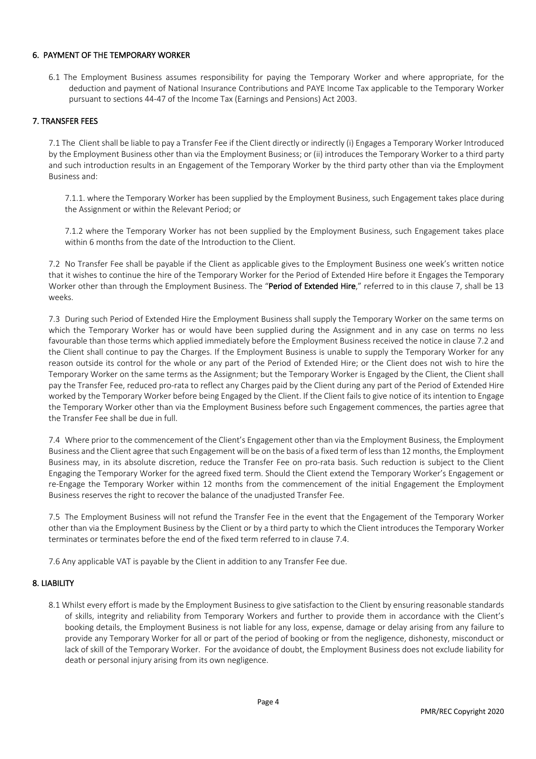## 6. PAYMENT OF THE TEMPORARY WORKER

6.1 The Employment Business assumes responsibility for paying the Temporary Worker and where appropriate, for the deduction and payment of National Insurance Contributions and PAYE Income Tax applicable to the Temporary Worker pursuant to sections 44-47 of the Income Tax (Earnings and Pensions) Act 2003.

## 7. TRANSFER FEES

7.1 The Client shall be liable to pay a Transfer Fee if the Client directly or indirectly (i) Engages a Temporary Worker Introduced by the Employment Business other than via the Employment Business; or (ii) introduces the Temporary Worker to a third party and such introduction results in an Engagement of the Temporary Worker by the third party other than via the Employment Business and:

7.1.1. where the Temporary Worker has been supplied by the Employment Business, such Engagement takes place during the Assignment or within the Relevant Period; or

7.1.2 where the Temporary Worker has not been supplied by the Employment Business, such Engagement takes place within 6 months from the date of the Introduction to the Client.

7.2 No Transfer Fee shall be payable if the Client as applicable gives to the Employment Business one week's written notice that it wishes to continue the hire of the Temporary Worker for the Period of Extended Hire before it Engages the Temporary Worker other than through the Employment Business. The "**Period of Extended Hire**," referred to in this clause 7, shall be 13 weeks.

7.3 During such Period of Extended Hire the Employment Business shall supply the Temporary Worker on the same terms on which the Temporary Worker has or would have been supplied during the Assignment and in any case on terms no less favourable than those terms which applied immediately before the Employment Business received the notice in clause 7.2 and the Client shall continue to pay the Charges. If the Employment Business is unable to supply the Temporary Worker for any reason outside its control for the whole or any part of the Period of Extended Hire; or the Client does not wish to hire the Temporary Worker on the same terms as the Assignment; but the Temporary Worker is Engaged by the Client, the Client shall pay the Transfer Fee, reduced pro-rata to reflect any Charges paid by the Client during any part of the Period of Extended Hire worked by the Temporary Worker before being Engaged by the Client. If the Client fails to give notice of its intention to Engage the Temporary Worker other than via the Employment Business before such Engagement commences, the parties agree that the Transfer Fee shall be due in full.

7.4 Where prior to the commencement of the Client's Engagement other than via the Employment Business, the Employment Business and the Client agree that such Engagement will be on the basis of a fixed term of less than 12 months, the Employment Business may, in its absolute discretion, reduce the Transfer Fee on pro-rata basis. Such reduction is subject to the Client Engaging the Temporary Worker for the agreed fixed term. Should the Client extend the Temporary Worker's Engagement or re-Engage the Temporary Worker within 12 months from the commencement of the initial Engagement the Employment Business reserves the right to recover the balance of the unadjusted Transfer Fee.

7.5 The Employment Business will not refund the Transfer Fee in the event that the Engagement of the Temporary Worker other than via the Employment Business by the Client or by a third party to which the Client introduces the Temporary Worker terminates or terminates before the end of the fixed term referred to in clause 7.4.

7.6 Any applicable VAT is payable by the Client in addition to any Transfer Fee due.

## 8. LIABILITY

8.1 Whilst every effort is made by the Employment Business to give satisfaction to the Client by ensuring reasonable standards of skills, integrity and reliability from Temporary Workers and further to provide them in accordance with the Client's booking details, the Employment Business is not liable for any loss, expense, damage or delay arising from any failure to provide any Temporary Worker for all or part of the period of booking or from the negligence, dishonesty, misconduct or lack of skill of the Temporary Worker. For the avoidance of doubt, the Employment Business does not exclude liability for death or personal injury arising from its own negligence.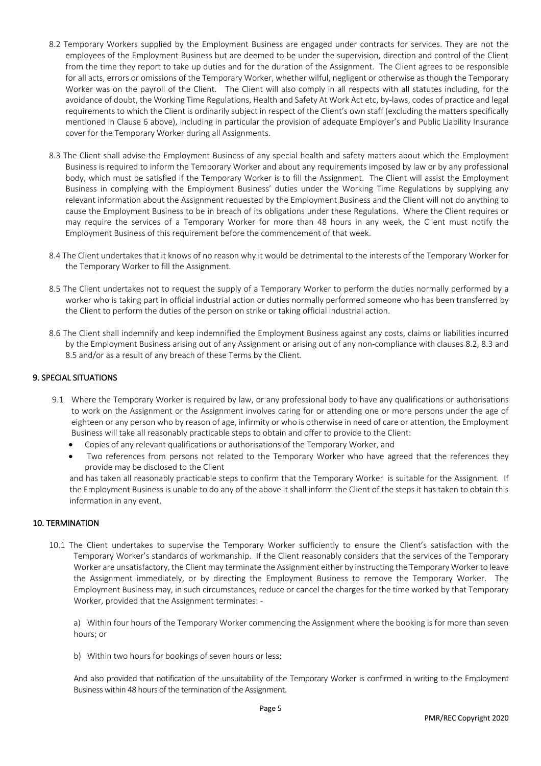8.2 Temporary Workers supplied by the Employment Business are engaged under contracts for services. They are not the employees of the Employment Business but are deemed to be under the supervision, direction and control of the Client from the time they report to take up duties and for the duration of the Assignment. The Client agrees to be responsible for all acts, errors or omissions of the Temporary Worker, whether wilful, negligent or otherwise as though the Temporary Worker was on the payroll of the Client. The Client will also comply in all respects with all statutes including, for the avoidance of doubt, the Working Time Regulations, Health and Safety At Work Act etc, by-laws, codes of practice and legal requirements to which the Client is ordinarily subject in respect of the Client's own staff (excluding the matters specifically mentioned in Clause 6 above), including in particular the provision of adequate Employer's and Public Liability Insurance cover for the Temporary Worker during all Assignments.

8.3 The Client shall advise the Employment Business of any special health and safety matters about which the Employment Business is required to inform the Temporary Worker and about any requirements imposed by law or by any professional body, which must be satisfied if the Temporary Worker is to fill the Assignment. The Client will assist the Employment Business in complying with the Employment Business' duties under the Working Time Regulations by supplying any relevant information about the Assignment requested by the Employment Business and the Client will not do anything to cause the Employment Business to be in breach of its obligations under these Regulations. Where the Client requires or may require the services of a Temporary Worker for more than 48 hours in any week, the Client must notify the Employment Business of this requirement before the commencement of that week.

8.4 The Client undertakes that it knows of no reason why it would be detrimental to the interests of the Temporary Worker for the Temporary Worker to fill the Assignment.

8.5 The Client undertakes not to request the supply of a Temporary Worker to perform the duties normally performed by a worker who is taking part in official industrial action or duties normally performed someone who has been transferred by the Client to perform the duties of the person on strike or taking official industrial action.

8.6 The Client shall indemnify and keep indemnified the Employment Business against any costs, claims or liabilities incurred by the Employment Business arising out of any Assignment or arising out of any non-compliance with clauses 8.2, 8.3 and 8.5 and/or as a result of any breach of these Terms by the Client.

## 9. SPECIAL SITUATIONS

9.1 Where the Temporary Worker is required by law, or any professional body to have any qualifications or authorisations to work on the Assignment or the Assignment involves caring for or attending one or more persons under the age of eighteen or any person who by reason of age, infirmity or who is otherwise in need of care or attention, the Employment Business will take all reasonably practicable steps to obtain and offer to provide to the Client:

- Copies of any relevant qualifications or authorisations of the Temporary Worker, and
- Two references from persons not related to the Temporary Worker who have agreed that the references they provide may be disclosed to the Client

and has taken all reasonably practicable steps to confirm that the Temporary Worker is suitable for the Assignment. If the Employment Business is unable to do any of the above it shall inform the Client of the steps it has taken to obtain this information in any event.

## 10. TERMINATION

10.1 The Client undertakes to supervise the Temporary Worker sufficiently to ensure the Client's satisfaction with the Temporary Worker's standards of workmanship. If the Client reasonably considers that the services of the Temporary Worker are unsatisfactory, the Client may terminate the Assignment either by instructing the Temporary Worker to leave the Assignment immediately, or by directing the Employment Business to remove the Temporary Worker. The Employment Business may, in such circumstances, reduce or cancel the charges for the time worked by that Temporary Worker, provided that the Assignment terminates: -

a) Within four hours of the Temporary Worker commencing the Assignment where the booking is for more than seven hours; or

b) Within two hours for bookings of seven hours or less;

And also provided that notification of the unsuitability of the Temporary Worker is confirmed in writing to the Employment Business within 48 hours of the termination of the Assignment.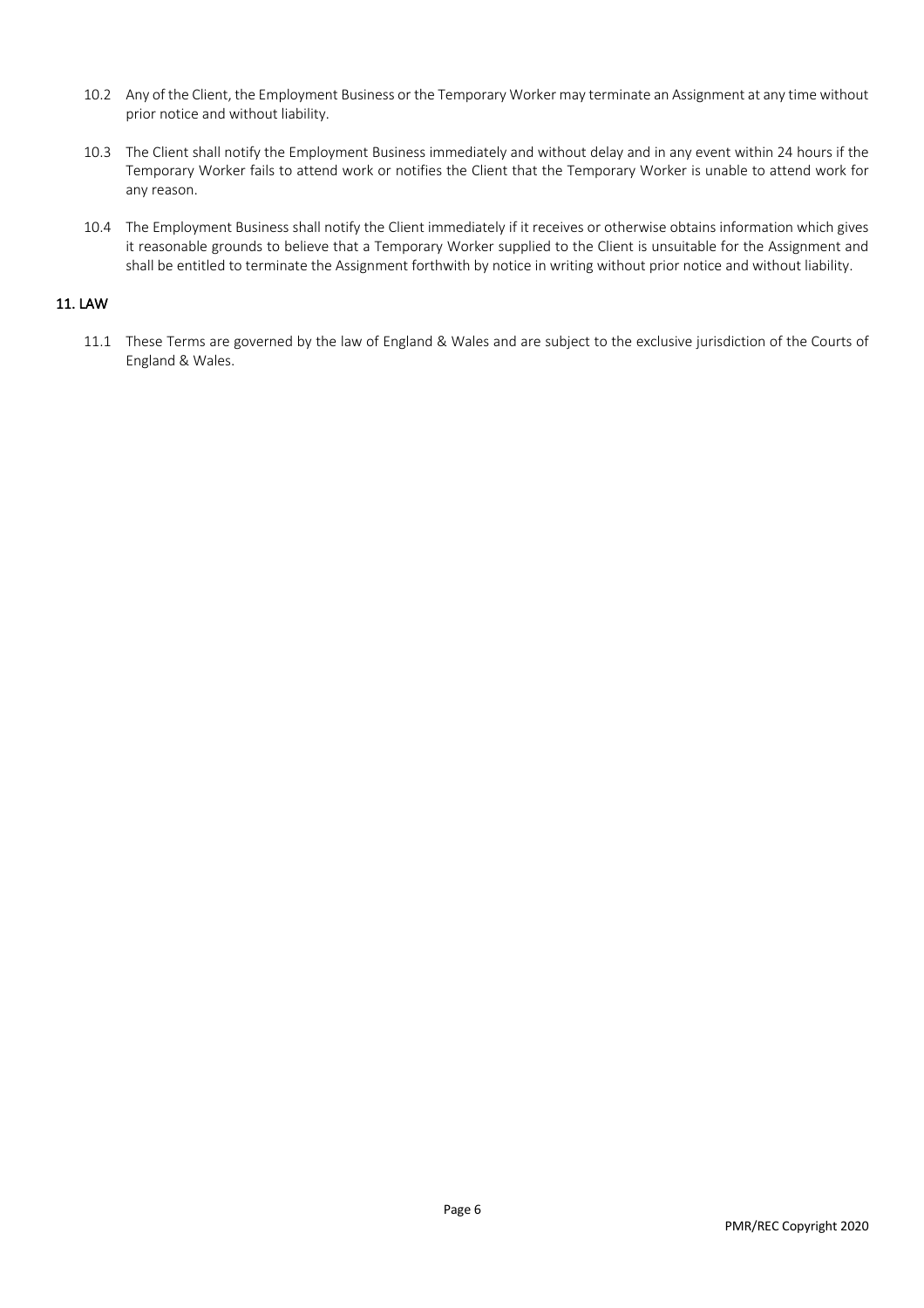10.2 Any of the Client, the Employment Business or the Temporary Worker may terminate an Assignment at any time without prior notice and without liability.

10.3 The Client shall notify the Employment Business immediately and without delay and in any event within 24 hours if the Temporary Worker fails to attend work or notifies the Client that the Temporary Worker is unable to attend work for any reason.

10.4 The Employment Business shall notify the Client immediately if it receives or otherwise obtains information which gives it reasonable grounds to believe that a Temporary Worker supplied to the Client is unsuitable for the Assignment and shall be entitled to terminate the Assignment forthwith by notice in writing without prior notice and without liability.

## 11. LAW

11.1 These Terms are governed by the law of England & Wales and are subject to the exclusive jurisdiction of the Courts of England & Wales.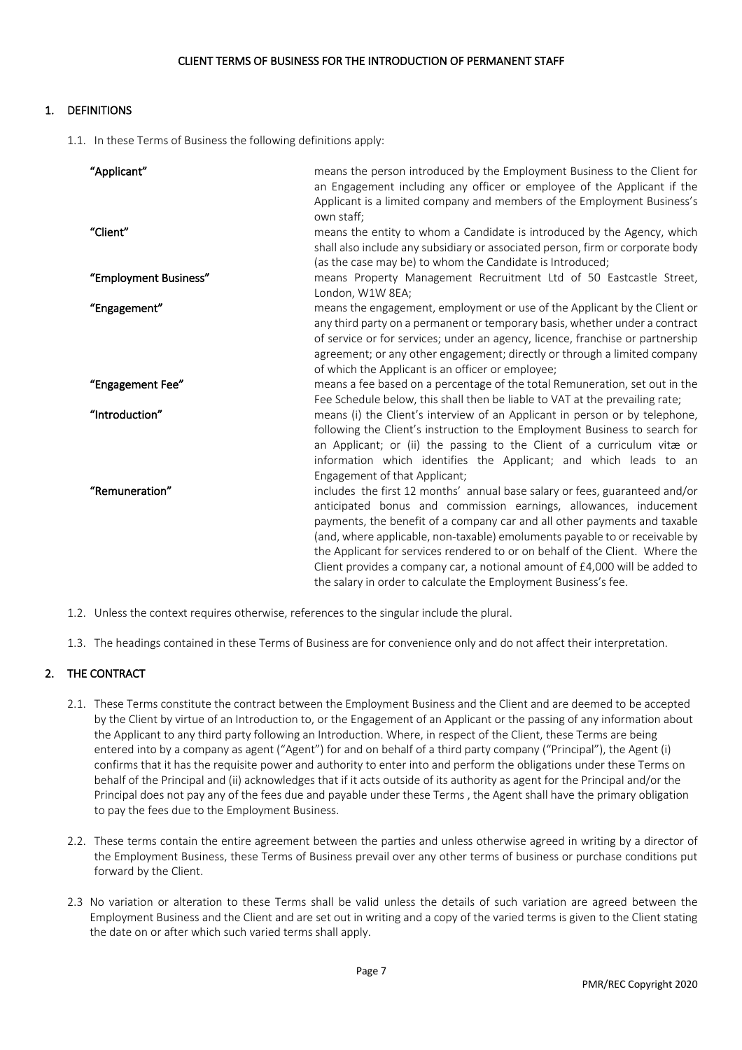# CLIENT TERMS OF BUSINESS FOR THE INTRODUCTION OF PERMANENT STAFF

## 1. DEFINITIONS

1.1. In these Terms of Business the following definitions apply:

| | |
|---|---|
| **"Applicant"** | means the person introduced by the Employment Business to the Client for an Engagement including any officer or employee of the Applicant if the Applicant is a limited company and members of the Employment Business's own staff; |
| **"Client"** | means the entity to whom a Candidate is introduced by the Agency, which shall also include any subsidiary or associated person, firm or corporate body (as the case may be) to whom the Candidate is Introduced; |
| **"Employment Business"** | means Property Management Recruitment Ltd of 50 Eastcastle Street, London, W1W 8EA; |
| **"Engagement"** | means the engagement, employment or use of the Applicant by the Client or any third party on a permanent or temporary basis, whether under a contract of service or for services; under an agency, licence, franchise or partnership agreement; or any other engagement; directly or through a limited company of which the Applicant is an officer or employee; |
| **"Engagement Fee"** | means a fee based on a percentage of the total Remuneration, set out in the Fee Schedule below, this shall then be liable to VAT at the prevailing rate; |
| **"Introduction"** | means (i) the Client's interview of an Applicant in person or by telephone, following the Client's instruction to the Employment Business to search for an Applicant; or (ii) the passing to the Client of a curriculum vitæ or information which identifies the Applicant; and which leads to an Engagement of that Applicant; |
| **"Remuneration"** | includes the first 12 months' annual base salary or fees, guaranteed and/or anticipated bonus and commission earnings, allowances, inducement payments, the benefit of a company car and all other payments and taxable (and, where applicable, non-taxable) emoluments payable to or receivable by the Applicant for services rendered to or on behalf of the Client. Where the Client provides a company car, a notional amount of £4,000 will be added to the salary in order to calculate the Employment Business's fee. |

1.2. Unless the context requires otherwise, references to the singular include the plural.

1.3. The headings contained in these Terms of Business are for convenience only and do not affect their interpretation.

## 2. THE CONTRACT

2.1. These Terms constitute the contract between the Employment Business and the Client and are deemed to be accepted by the Client by virtue of an Introduction to, or the Engagement of an Applicant or the passing of any information about the Applicant to any third party following an Introduction. Where, in respect of the Client, these Terms are being entered into by a company as agent ("Agent") for and on behalf of a third party company ("Principal"), the Agent (i) confirms that it has the requisite power and authority to enter into and perform the obligations under these Terms on behalf of the Principal and (ii) acknowledges that if it acts outside of its authority as agent for the Principal and/or the Principal does not pay any of the fees due and payable under these Terms , the Agent shall have the primary obligation to pay the fees due to the Employment Business.

2.2. These terms contain the entire agreement between the parties and unless otherwise agreed in writing by a director of the Employment Business, these Terms of Business prevail over any other terms of business or purchase conditions put forward by the Client.

2.3 No variation or alteration to these Terms shall be valid unless the details of such variation are agreed between the Employment Business and the Client and are set out in writing and a copy of the varied terms is given to the Client stating the date on or after which such varied terms shall apply.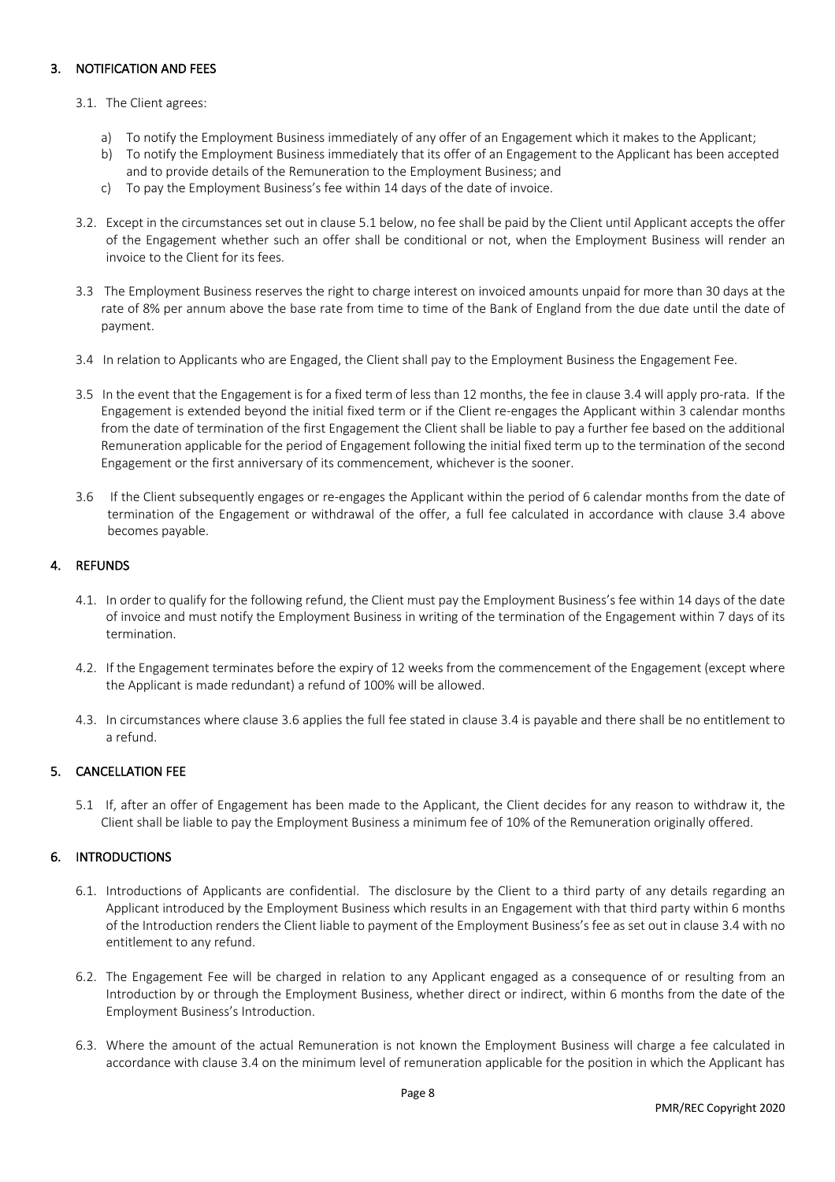## 3. NOTIFICATION AND FEES

3.1. The Client agrees:

a) To notify the Employment Business immediately of any offer of an Engagement which it makes to the Applicant;
b) To notify the Employment Business immediately that its offer of an Engagement to the Applicant has been accepted and to provide details of the Remuneration to the Employment Business; and
c) To pay the Employment Business's fee within 14 days of the date of invoice.

3.2. Except in the circumstances set out in clause 5.1 below, no fee shall be paid by the Client until Applicant accepts the offer of the Engagement whether such an offer shall be conditional or not, when the Employment Business will render an invoice to the Client for its fees.

3.3 The Employment Business reserves the right to charge interest on invoiced amounts unpaid for more than 30 days at the rate of 8% per annum above the base rate from time to time of the Bank of England from the due date until the date of payment.

3.4 In relation to Applicants who are Engaged, the Client shall pay to the Employment Business the Engagement Fee.

3.5 In the event that the Engagement is for a fixed term of less than 12 months, the fee in clause 3.4 will apply pro-rata. If the Engagement is extended beyond the initial fixed term or if the Client re-engages the Applicant within 3 calendar months from the date of termination of the first Engagement the Client shall be liable to pay a further fee based on the additional Remuneration applicable for the period of Engagement following the initial fixed term up to the termination of the second Engagement or the first anniversary of its commencement, whichever is the sooner.

3.6 If the Client subsequently engages or re-engages the Applicant within the period of 6 calendar months from the date of termination of the Engagement or withdrawal of the offer, a full fee calculated in accordance with clause 3.4 above becomes payable.

## 4. REFUNDS

4.1. In order to qualify for the following refund, the Client must pay the Employment Business's fee within 14 days of the date of invoice and must notify the Employment Business in writing of the termination of the Engagement within 7 days of its termination.

4.2. If the Engagement terminates before the expiry of 12 weeks from the commencement of the Engagement (except where the Applicant is made redundant) a refund of 100% will be allowed.

4.3. In circumstances where clause 3.6 applies the full fee stated in clause 3.4 is payable and there shall be no entitlement to a refund.

## 5. CANCELLATION FEE

5.1 If, after an offer of Engagement has been made to the Applicant, the Client decides for any reason to withdraw it, the Client shall be liable to pay the Employment Business a minimum fee of 10% of the Remuneration originally offered.

## 6. INTRODUCTIONS

6.1. Introductions of Applicants are confidential. The disclosure by the Client to a third party of any details regarding an Applicant introduced by the Employment Business which results in an Engagement with that third party within 6 months of the Introduction renders the Client liable to payment of the Employment Business's fee as set out in clause 3.4 with no entitlement to any refund.

6.2. The Engagement Fee will be charged in relation to any Applicant engaged as a consequence of or resulting from an Introduction by or through the Employment Business, whether direct or indirect, within 6 months from the date of the Employment Business's Introduction.

6.3. Where the amount of the actual Remuneration is not known the Employment Business will charge a fee calculated in accordance with clause 3.4 on the minimum level of remuneration applicable for the position in which the Applicant has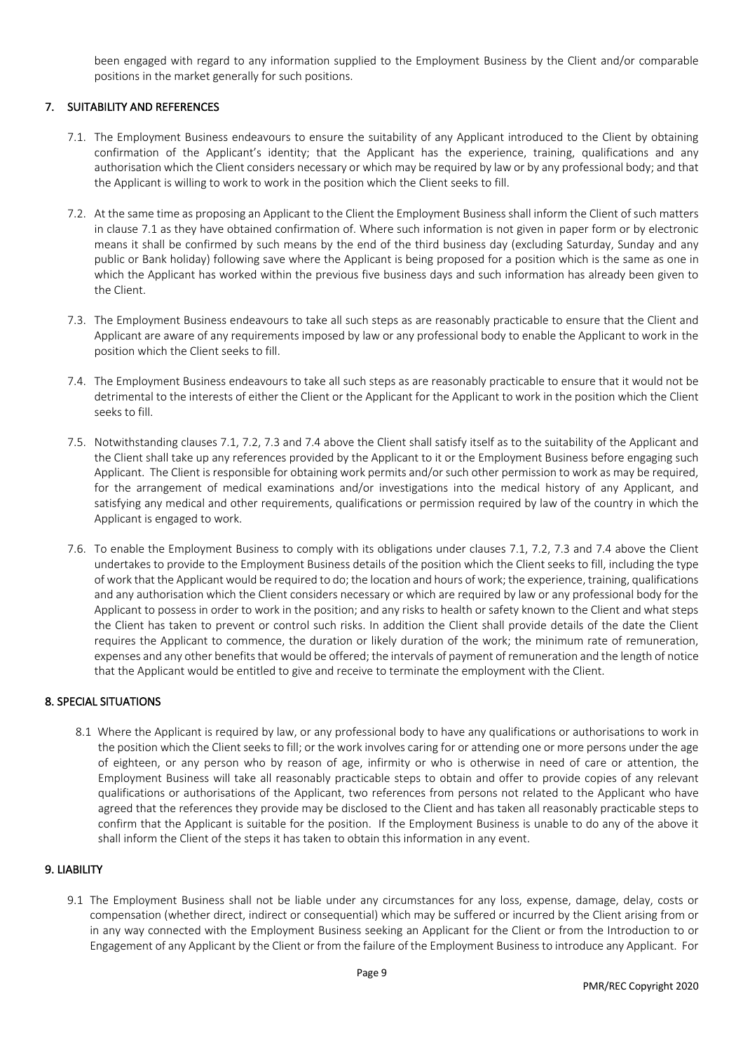been engaged with regard to any information supplied to the Employment Business by the Client and/or comparable positions in the market generally for such positions.

## 7. SUITABILITY AND REFERENCES

7.1. The Employment Business endeavours to ensure the suitability of any Applicant introduced to the Client by obtaining confirmation of the Applicant's identity; that the Applicant has the experience, training, qualifications and any authorisation which the Client considers necessary or which may be required by law or by any professional body; and that the Applicant is willing to work to work in the position which the Client seeks to fill.

7.2. At the same time as proposing an Applicant to the Client the Employment Business shall inform the Client of such matters in clause 7.1 as they have obtained confirmation of. Where such information is not given in paper form or by electronic means it shall be confirmed by such means by the end of the third business day (excluding Saturday, Sunday and any public or Bank holiday) following save where the Applicant is being proposed for a position which is the same as one in which the Applicant has worked within the previous five business days and such information has already been given to the Client.

7.3. The Employment Business endeavours to take all such steps as are reasonably practicable to ensure that the Client and Applicant are aware of any requirements imposed by law or any professional body to enable the Applicant to work in the position which the Client seeks to fill.

7.4. The Employment Business endeavours to take all such steps as are reasonably practicable to ensure that it would not be detrimental to the interests of either the Client or the Applicant for the Applicant to work in the position which the Client seeks to fill.

7.5. Notwithstanding clauses 7.1, 7.2, 7.3 and 7.4 above the Client shall satisfy itself as to the suitability of the Applicant and the Client shall take up any references provided by the Applicant to it or the Employment Business before engaging such Applicant. The Client is responsible for obtaining work permits and/or such other permission to work as may be required, for the arrangement of medical examinations and/or investigations into the medical history of any Applicant, and satisfying any medical and other requirements, qualifications or permission required by law of the country in which the Applicant is engaged to work.

7.6. To enable the Employment Business to comply with its obligations under clauses 7.1, 7.2, 7.3 and 7.4 above the Client undertakes to provide to the Employment Business details of the position which the Client seeks to fill, including the type of work that the Applicant would be required to do; the location and hours of work; the experience, training, qualifications and any authorisation which the Client considers necessary or which are required by law or any professional body for the Applicant to possess in order to work in the position; and any risks to health or safety known to the Client and what steps the Client has taken to prevent or control such risks. In addition the Client shall provide details of the date the Client requires the Applicant to commence, the duration or likely duration of the work; the minimum rate of remuneration, expenses and any other benefits that would be offered; the intervals of payment of remuneration and the length of notice that the Applicant would be entitled to give and receive to terminate the employment with the Client.

## 8. SPECIAL SITUATIONS

8.1 Where the Applicant is required by law, or any professional body to have any qualifications or authorisations to work in the position which the Client seeks to fill; or the work involves caring for or attending one or more persons under the age of eighteen, or any person who by reason of age, infirmity or who is otherwise in need of care or attention, the Employment Business will take all reasonably practicable steps to obtain and offer to provide copies of any relevant qualifications or authorisations of the Applicant, two references from persons not related to the Applicant who have agreed that the references they provide may be disclosed to the Client and has taken all reasonably practicable steps to confirm that the Applicant is suitable for the position. If the Employment Business is unable to do any of the above it shall inform the Client of the steps it has taken to obtain this information in any event.

## 9. LIABILITY

9.1 The Employment Business shall not be liable under any circumstances for any loss, expense, damage, delay, costs or compensation (whether direct, indirect or consequential) which may be suffered or incurred by the Client arising from or in any way connected with the Employment Business seeking an Applicant for the Client or from the Introduction to or Engagement of any Applicant by the Client or from the failure of the Employment Business to introduce any Applicant. For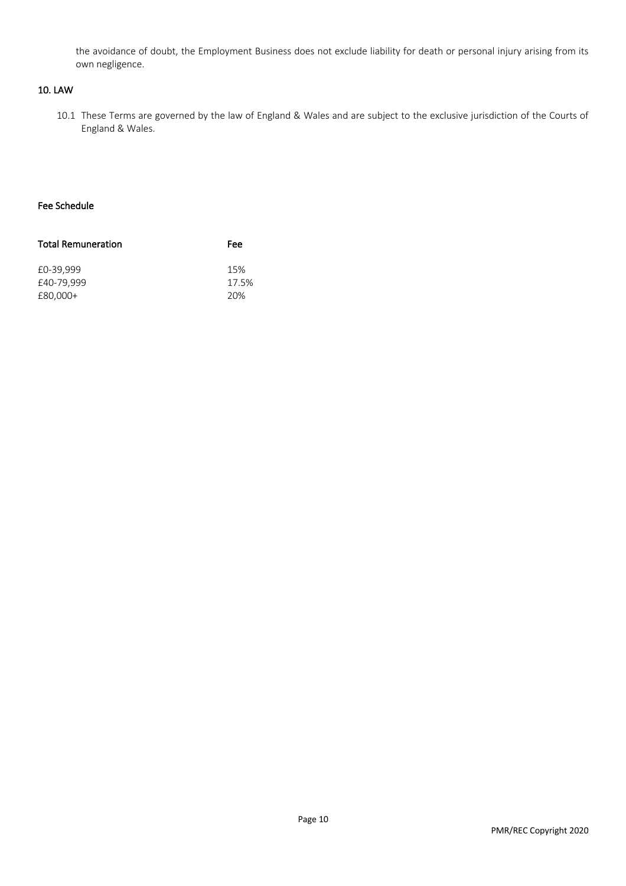the avoidance of doubt, the Employment Business does not exclude liability for death or personal injury arising from its own negligence.

## 10. LAW

10.1 These Terms are governed by the law of England & Wales and are subject to the exclusive jurisdiction of the Courts of England & Wales.

## Fee Schedule

| Total Remuneration | Fee |
| --- | --- |
| £0-39,999 | 15% |
| £40-79,999 | 17.5% |
| £80,000+ | 20% |

PMR/REC Copyright 2020